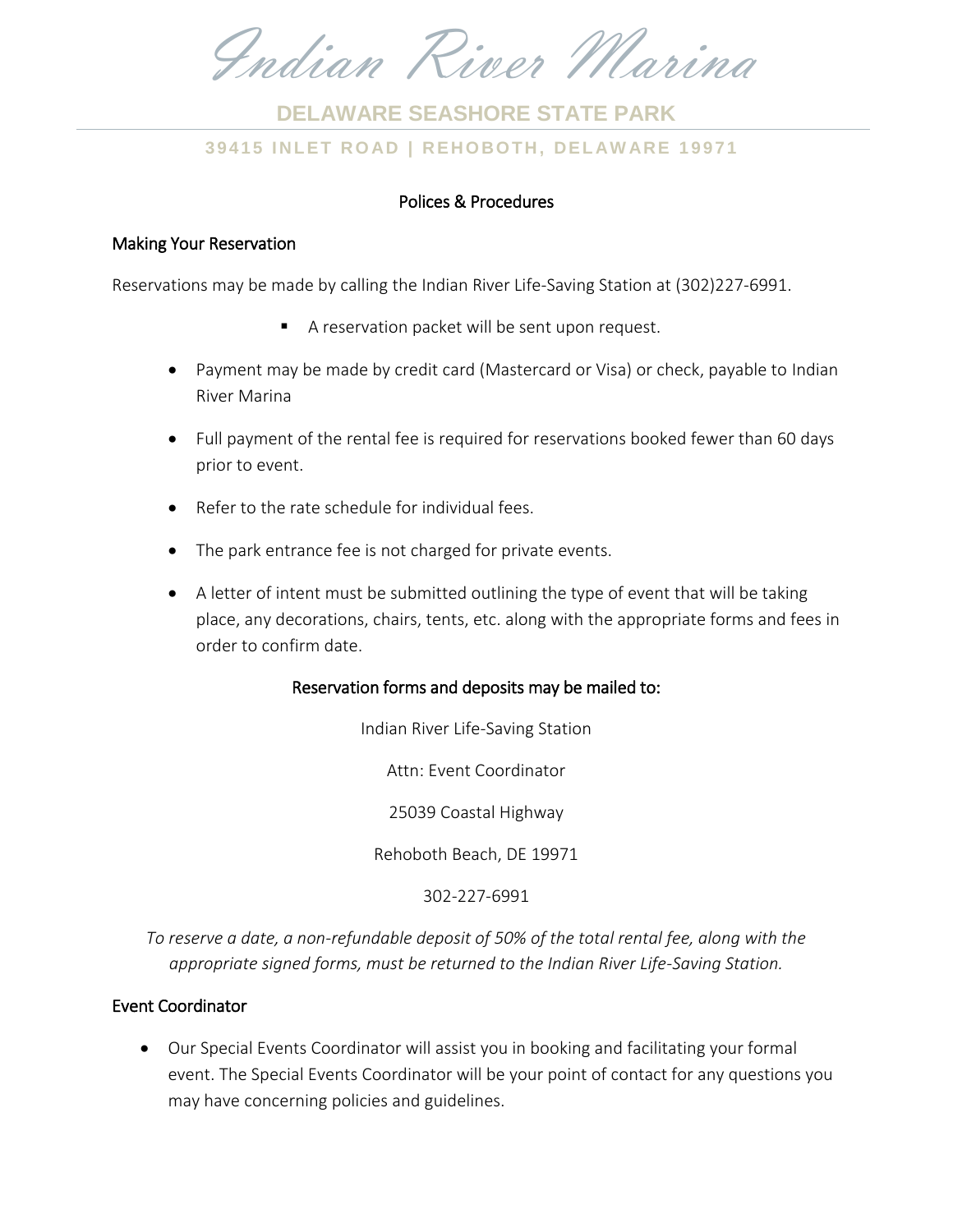# Indian River Marina

## DELAWARE SEASHORE STATE PARK

**39415 INLET ROAD | REHOBOTH, DELAWARE 19971**

### Polices & Procedures

#### Making Your Reservation

Reservations may be made by calling the Indian River Life-Saving Station at (302)227-6991.

- A reservation packet will be sent upon request.

- Payment may be made by credit card (Mastercard or Visa) or check, payable to Indian River Marina
- Full payment of the rental fee is required for reservations booked fewer than 60 days prior to event.
- Refer to the rate schedule for individual fees.
- The park entrance fee is not charged for private events.
- A letter of intent must be submitted outlining the type of event that will be taking place, any decorations, chairs, tents, etc. along with the appropriate forms and fees in order to confirm date.

**Reservation forms and deposits may be mailed to:**

Indian River Life-Saving Station

Attn: Event Coordinator

25039 Coastal Highway

Rehoboth Beach, DE 19971

302-227-6991

*To reserve a date, a non-refundable deposit of 50% of the total rental fee, along with the appropriate signed forms, must be returned to the Indian River Life-Saving Station.*

#### Event Coordinator

- Our Special Events Coordinator will assist you in booking and facilitating your formal event. The Special Events Coordinator will be your point of contact for any questions you may have concerning policies and guidelines.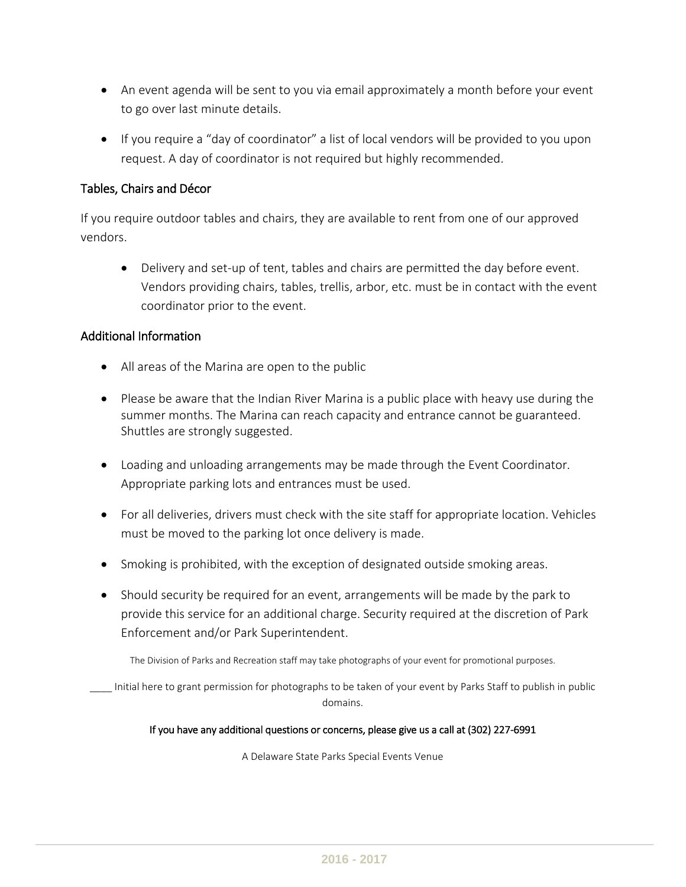- An event agenda will be sent to you via email approximately a month before your event to go over last minute details.
- If you require a "day of coordinator" a list of local vendors will be provided to you upon request. A day of coordinator is not required but highly recommended.

### Tables, Chairs and Décor

If you require outdoor tables and chairs, they are available to rent from one of our approved vendors.

- Delivery and set-up of tent, tables and chairs are permitted the day before event. Vendors providing chairs, tables, trellis, arbor, etc. must be in contact with the event coordinator prior to the event.

### Additional Information

- All areas of the Marina are open to the public
- Please be aware that the Indian River Marina is a public place with heavy use during the summer months. The Marina can reach capacity and entrance cannot be guaranteed. Shuttles are strongly suggested.
- Loading and unloading arrangements may be made through the Event Coordinator. Appropriate parking lots and entrances must be used.
- For all deliveries, drivers must check with the site staff for appropriate location. Vehicles must be moved to the parking lot once delivery is made.
- Smoking is prohibited, with the exception of designated outside smoking areas.
- Should security be required for an event, arrangements will be made by the park to provide this service for an additional charge. Security required at the discretion of Park Enforcement and/or Park Superintendent.

The Division of Parks and Recreation staff may take photographs of your event for promotional purposes.

____ Initial here to grant permission for photographs to be taken of your event by Parks Staff to publish in public domains.

**If you have any additional questions or concerns, please give us a call at (302) 227-6991**

A Delaware State Parks Special Events Venue